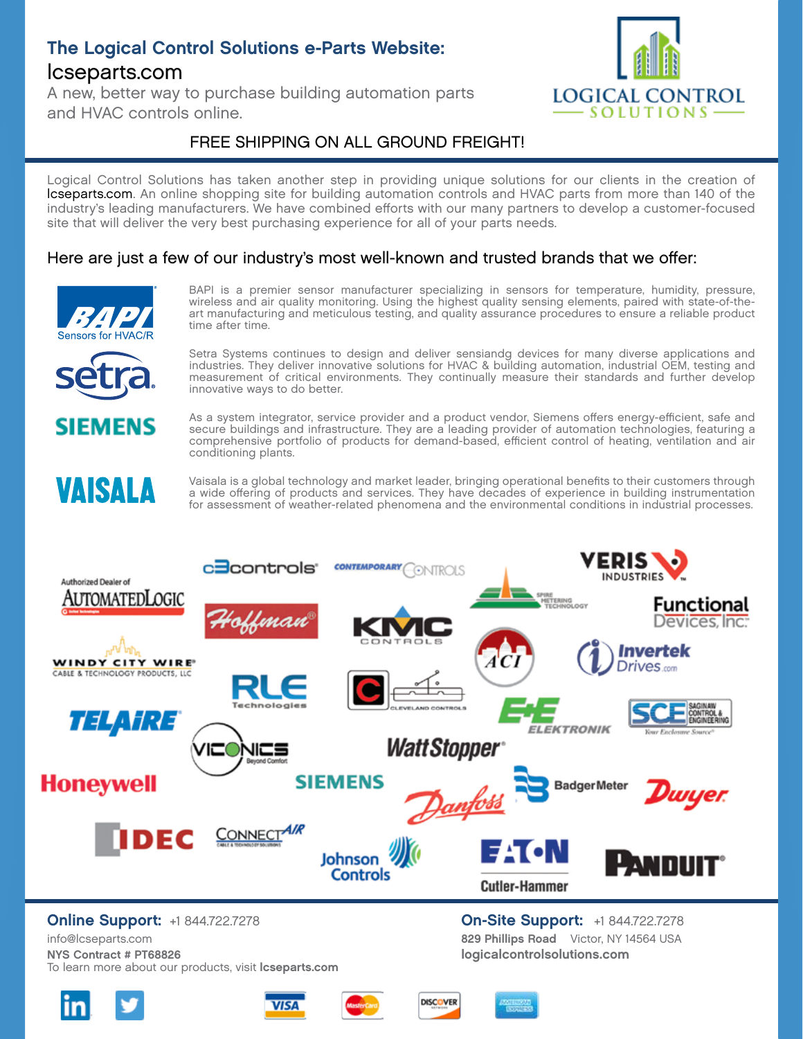# The Logical Control Solutions e-Parts Website:

## lcseparts.com

A new, better way to purchase building automation parts and HVAC controls online.

LOGICAL CONTROL SOLUTIONS

FREE SHIPPING ON ALL GROUND FREIGHT!

Logical Control Solutions has taken another step in providing unique solutions for our clients in the creation of lcseparts.com. An online shopping site for building automation controls and HVAC parts from more than 140 of the industry's leading manufacturers. We have combined efforts with our many partners to develop a customer-focused site that will deliver the very best purchasing experience for all of your parts needs.

## Here are just a few of our industry's most well-known and trusted brands that we offer:

**BAPI** – Sensors for HVAC/R

BAPI is a premier sensor manufacturer specializing in sensors for temperature, humidity, pressure, wireless and air quality monitoring. Using the highest quality sensing elements, paired with state-of-the-art manufacturing and meticulous testing, and quality assurance procedures to ensure a reliable product time after time.

**setra**

Setra Systems continues to design and deliver sensiandg devices for many diverse applications and industries. They deliver innovative solutions for HVAC & building automation, industrial OEM, testing and measurement of critical environments. They continually measure their standards and further develop innovative ways to do better.

**SIEMENS**

As a system integrator, service provider and a product vendor, Siemens offers energy-efficient, safe and secure buildings and infrastructure. They are a leading provider of automation technologies, featuring a comprehensive portfolio of products for demand-based, efficient control of heating, ventilation and air conditioning plants.

**VAISALA**

Vaisala is a global technology and market leader, bringing operational benefits to their customers through a wide offering of products and services. They have decades of experience in building instrumentation for assessment of weather-related phenomena and the environmental conditions in industrial processes.

Authorized Dealer of AutomatedLogic · c3controls · Contemporary Controls · Spire Metering Technology · Veris Industries · Functional Devices, Inc. · Hoffman · KMC Controls · ACI · Invertek Drives · Windy City Wire Cable & Technology Products, LLC · RLE Technologies · Cleveland Controls · E+E Elektronik · SCE Saginaw Control & Engineering · Telaire · Viconics · WattStopper · Honeywell · Siemens · Danfoss · Badger Meter · Dwyer · IDEC · ConnectAir · Johnson Controls · Eaton Cutler-Hammer · Panduit

**Online Support:** +1 844.722.7278
info@lcseparts.com
**NYS Contract # PT68826**
To learn more about our products, visit **lcseparts.com**

**On-Site Support:** +1 844.722.7278
**829 Phillips Road** Victor, NY 14564 USA
**logicalcontrolsolutions.com**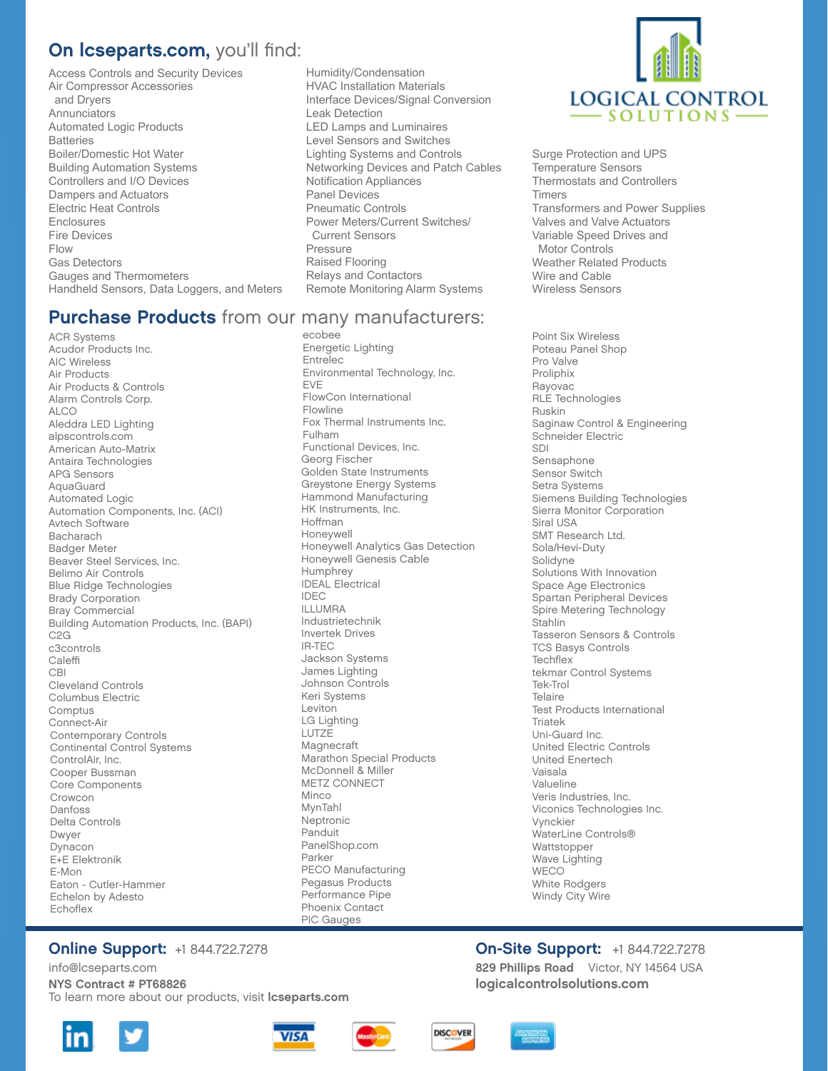## On lcseparts.com, you'll find:

Access Controls and Security Devices
Air Compressor Accessories and Dryers
Annunciators
Automated Logic Products
Batteries
Boiler/Domestic Hot Water
Building Automation Systems
Controllers and I/O Devices
Dampers and Actuators
Electric Heat Controls
Enclosures
Fire Devices
Flow
Gas Detectors
Gauges and Thermometers
Handheld Sensors, Data Loggers, and Meters
Humidity/Condensation
HVAC Installation Materials
Interface Devices/Signal Conversion
Leak Detection
LED Lamps and Luminaires
Level Sensors and Switches
Lighting Systems and Controls
Networking Devices and Patch Cables
Notification Appliances
Panel Devices
Pneumatic Controls
Power Meters/Current Switches/ Current Sensors
Pressure
Raised Flooring
Relays and Contactors
Remote Monitoring Alarm Systems
Surge Protection and UPS
Temperature Sensors
Thermostats and Controllers
Timers
Transformers and Power Supplies
Valves and Valve Actuators
Variable Speed Drives and Motor Controls
Weather Related Products
Wire and Cable
Wireless Sensors

LOGICAL CONTROL SOLUTIONS

## Purchase Products from our many manufacturers:

ACR Systems
Acudor Products Inc.
AIC Wireless
Air Products
Air Products & Controls
Alarm Controls Corp.
ALCO
Aleddra LED Lighting
alpscontrols.com
American Auto-Matrix
Antaira Technologies
APG Sensors
AquaGuard
Automated Logic
Automation Components, Inc. (ACI)
Avtech Software
Bacharach
Badger Meter
Beaver Steel Services, Inc.
Belimo Air Controls
Blue Ridge Technologies
Brady Corporation
Bray Commercial
Building Automation Products, Inc. (BAPI)
C2G
c3controls
Caleffi
CBI
Cleveland Controls
Columbus Electric
Comptus
Connect-Air
Contemporary Controls
Continental Control Systems
ControlAir, Inc.
Cooper Bussman
Core Components
Crowcon
Danfoss
Delta Controls
Dwyer
Dynacon
E+E Elektronik
E-Mon
Eaton - Cutler-Hammer
Echelon by Adesto
Echoflex
ecobee
Energetic Lighting
Entrelec
Environmental Technology, Inc.
EVE
FlowCon International
Flowline
Fox Thermal Instruments Inc.
Fulham
Functional Devices, Inc.
Georg Fischer
Golden State Instruments
Greystone Energy Systems
Hammond Manufacturing
HK Instruments, Inc.
Hoffman
Honeywell
Honeywell Analytics Gas Detection
Honeywell Genesis Cable
Humphrey
IDEAL Electrical
IDEC
ILLUMRA
Industrietechnik
Invertek Drives
IR-TEC
Jackson Systems
James Lighting
Johnson Controls
Keri Systems
Leviton
LG Lighting
LUTZE
Magnecraft
Marathon Special Products
McDonnell & Miller
METZ CONNECT
Minco
MynTahl
Neptronic
Panduit
PanelShop.com
Parker
PECO Manufacturing
Pegasus Products
Performance Pipe
Phoenix Contact
PIC Gauges
Point Six Wireless
Poteau Panel Shop
Pro Valve
Proliphix
Rayovac
RLE Technologies
Ruskin
Saginaw Control & Engineering
Schneider Electric
SDI
Sensaphone
Sensor Switch
Setra Systems
Siemens Building Technologies
Sierra Monitor Corporation
Siral USA
SMT Research Ltd.
Sola/Hevi-Duty
Solidyne
Solutions With Innovation
Space Age Electronics
Spartan Peripheral Devices
Spire Metering Technology
Stahlin
Tasseron Sensors & Controls
TCS Basys Controls
Techflex
tekmar Control Systems
Tek-Trol
Telaire
Test Products International
Triatek
Uni-Guard Inc.
United Electric Controls
United Enertech
Vaisala
Valueline
Veris Industries, Inc.
Viconics Technologies Inc.
Vynckier
WaterLine Controls®
Wattstopper
Wave Lighting
WECO
White Rodgers
Windy City Wire

**Online Support:** +1 844.722.7278
info@lcseparts.com
**NYS Contract # PT68826**
To learn more about our products, visit **lcseparts.com**

**On-Site Support:** +1 844.722.7278
**829 Phillips Road** Victor, NY 14564 USA
**logicalcontrolsolutions.com**